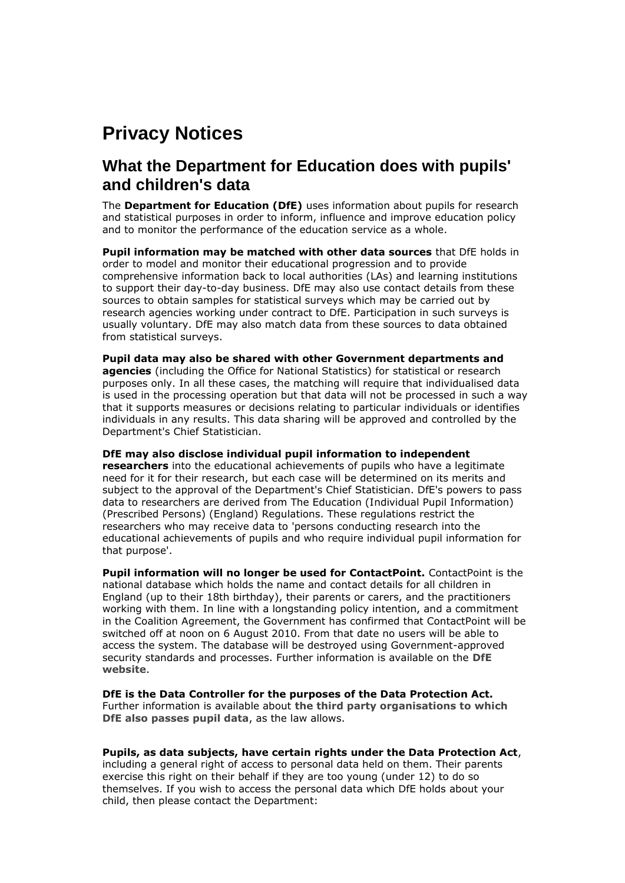# Privacy Notices

## What the Department for Education does with pupils' and children's data

The **Department for Education (DfE)** uses information about pupils for research and statistical purposes in order to inform, influence and improve education policy and to monitor the performance of the education service as a whole.

**Pupil information may be matched with other data sources** that DfE holds in order to model and monitor their educational progression and to provide comprehensive information back to local authorities (LAs) and learning institutions to support their day-to-day business. DfE may also use contact details from these sources to obtain samples for statistical surveys which may be carried out by research agencies working under contract to DfE. Participation in such surveys is usually voluntary. DfE may also match data from these sources to data obtained from statistical surveys.

**Pupil data may also be shared with other Government departments and agencies** (including the Office for National Statistics) for statistical or research purposes only. In all these cases, the matching will require that individualised data is used in the processing operation but that data will not be processed in such a way that it supports measures or decisions relating to particular individuals or identifies individuals in any results. This data sharing will be approved and controlled by the Department's Chief Statistician.

**DfE may also disclose individual pupil information to independent researchers** into the educational achievements of pupils who have a legitimate need for it for their research, but each case will be determined on its merits and subject to the approval of the Department's Chief Statistician. DfE's powers to pass data to researchers are derived from The Education (Individual Pupil Information) (Prescribed Persons) (England) Regulations. These regulations restrict the researchers who may receive data to 'persons conducting research into the educational achievements of pupils and who require individual pupil information for that purpose'.

**Pupil information will no longer be used for ContactPoint.** ContactPoint is the national database which holds the name and contact details for all children in England (up to their 18th birthday), their parents or carers, and the practitioners working with them. In line with a longstanding policy intention, and a commitment in the Coalition Agreement, the Government has confirmed that ContactPoint will be switched off at noon on 6 August 2010. From that date no users will be able to access the system. The database will be destroyed using Government-approved security standards and processes. Further information is available on the **DfE website**.

**DfE is the Data Controller for the purposes of the Data Protection Act.** Further information is available about **the third party organisations to which DfE also passes pupil data**, as the law allows.

**Pupils, as data subjects, have certain rights under the Data Protection Act**, including a general right of access to personal data held on them. Their parents exercise this right on their behalf if they are too young (under 12) to do so themselves. If you wish to access the personal data which DfE holds about your child, then please contact the Department: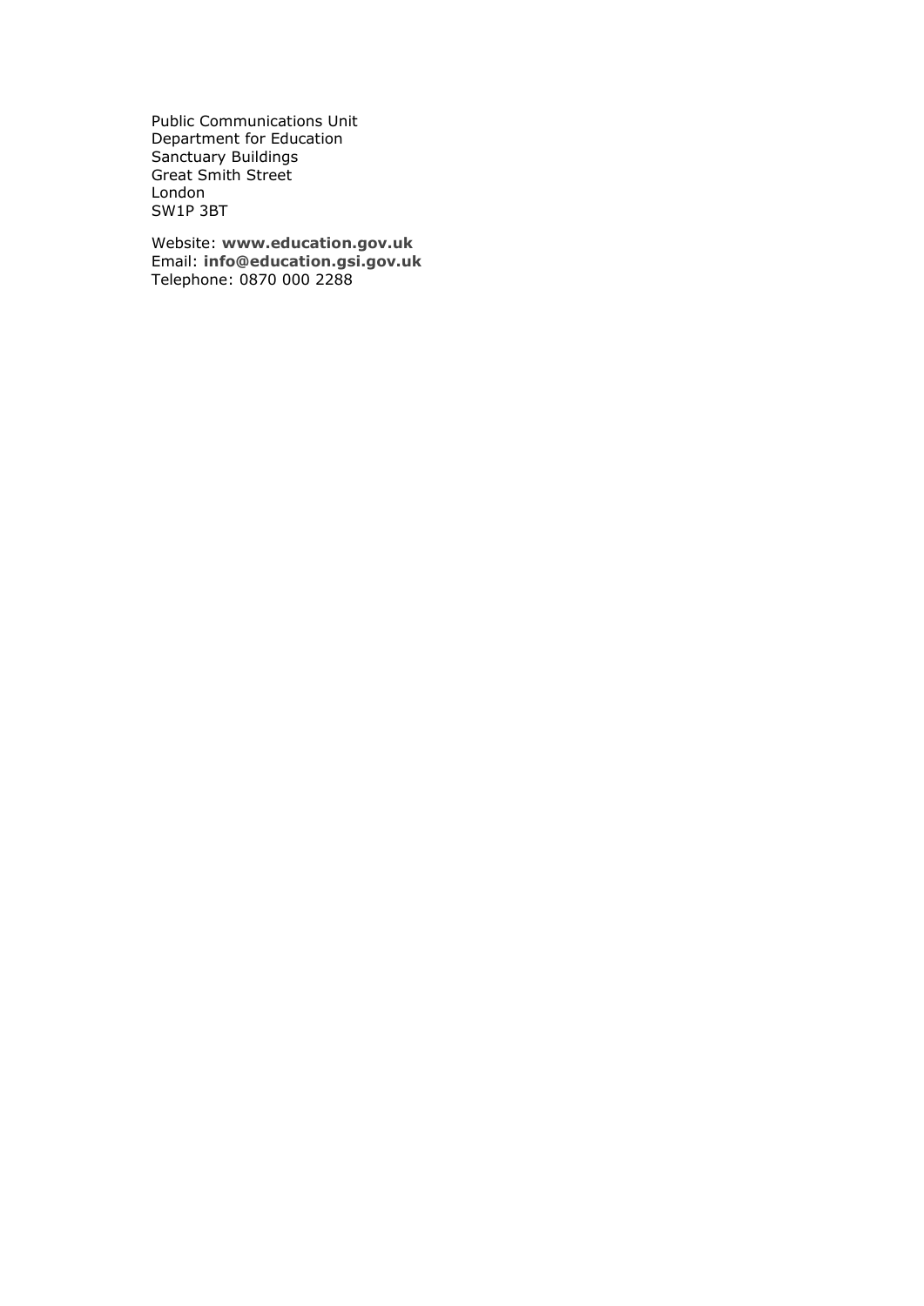Public Communications Unit
Department for Education
Sanctuary Buildings
Great Smith Street
London
SW1P 3BT

Website: **www.education.gov.uk**
Email: **info@education.gsi.gov.uk**
Telephone: 0870 000 2288